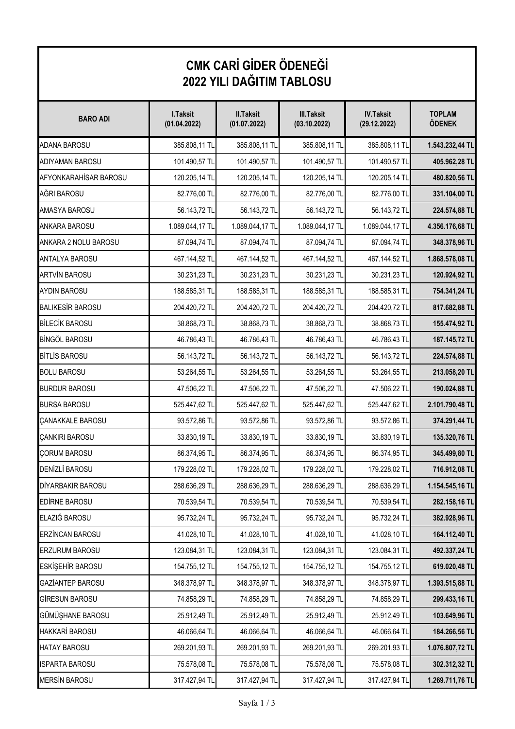# CMK CARİ GİDER ÖDENEĞİ
# 2022 YILI DAĞITIM TABLOSU

| BARO ADI | I.Taksit (01.04.2022) | II.Taksit (01.07.2022) | III.Taksit (03.10.2022) | IV.Taksit (29.12.2022) | TOPLAM ÖDENEK |
|---|---|---|---|---|---|
| ADANA BAROSU | 385.808,11 TL | 385.808,11 TL | 385.808,11 TL | 385.808,11 TL | **1.543.232,44 TL** |
| ADIYAMAN BAROSU | 101.490,57 TL | 101.490,57 TL | 101.490,57 TL | 101.490,57 TL | **405.962,28 TL** |
| AFYONKARAHİSAR BAROSU | 120.205,14 TL | 120.205,14 TL | 120.205,14 TL | 120.205,14 TL | **480.820,56 TL** |
| AĞRI BAROSU | 82.776,00 TL | 82.776,00 TL | 82.776,00 TL | 82.776,00 TL | **331.104,00 TL** |
| AMASYA BAROSU | 56.143,72 TL | 56.143,72 TL | 56.143,72 TL | 56.143,72 TL | **224.574,88 TL** |
| ANKARA BAROSU | 1.089.044,17 TL | 1.089.044,17 TL | 1.089.044,17 TL | 1.089.044,17 TL | **4.356.176,68 TL** |
| ANKARA 2 NOLU BAROSU | 87.094,74 TL | 87.094,74 TL | 87.094,74 TL | 87.094,74 TL | **348.378,96 TL** |
| ANTALYA BAROSU | 467.144,52 TL | 467.144,52 TL | 467.144,52 TL | 467.144,52 TL | **1.868.578,08 TL** |
| ARTVİN BAROSU | 30.231,23 TL | 30.231,23 TL | 30.231,23 TL | 30.231,23 TL | **120.924,92 TL** |
| AYDIN BAROSU | 188.585,31 TL | 188.585,31 TL | 188.585,31 TL | 188.585,31 TL | **754.341,24 TL** |
| BALIKESİR BAROSU | 204.420,72 TL | 204.420,72 TL | 204.420,72 TL | 204.420,72 TL | **817.682,88 TL** |
| BİLECİK BAROSU | 38.868,73 TL | 38.868,73 TL | 38.868,73 TL | 38.868,73 TL | **155.474,92 TL** |
| BİNGÖL BAROSU | 46.786,43 TL | 46.786,43 TL | 46.786,43 TL | 46.786,43 TL | **187.145,72 TL** |
| BİTLİS BAROSU | 56.143,72 TL | 56.143,72 TL | 56.143,72 TL | 56.143,72 TL | **224.574,88 TL** |
| BOLU BAROSU | 53.264,55 TL | 53.264,55 TL | 53.264,55 TL | 53.264,55 TL | **213.058,20 TL** |
| BURDUR BAROSU | 47.506,22 TL | 47.506,22 TL | 47.506,22 TL | 47.506,22 TL | **190.024,88 TL** |
| BURSA BAROSU | 525.447,62 TL | 525.447,62 TL | 525.447,62 TL | 525.447,62 TL | **2.101.790,48 TL** |
| ÇANAKKALE BAROSU | 93.572,86 TL | 93.572,86 TL | 93.572,86 TL | 93.572,86 TL | **374.291,44 TL** |
| ÇANKIRI BAROSU | 33.830,19 TL | 33.830,19 TL | 33.830,19 TL | 33.830,19 TL | **135.320,76 TL** |
| ÇORUM BAROSU | 86.374,95 TL | 86.374,95 TL | 86.374,95 TL | 86.374,95 TL | **345.499,80 TL** |
| DENİZLİ BAROSU | 179.228,02 TL | 179.228,02 TL | 179.228,02 TL | 179.228,02 TL | **716.912,08 TL** |
| DİYARBAKIR BAROSU | 288.636,29 TL | 288.636,29 TL | 288.636,29 TL | 288.636,29 TL | **1.154.545,16 TL** |
| EDİRNE BAROSU | 70.539,54 TL | 70.539,54 TL | 70.539,54 TL | 70.539,54 TL | **282.158,16 TL** |
| ELAZIĞ BAROSU | 95.732,24 TL | 95.732,24 TL | 95.732,24 TL | 95.732,24 TL | **382.928,96 TL** |
| ERZİNCAN BAROSU | 41.028,10 TL | 41.028,10 TL | 41.028,10 TL | 41.028,10 TL | **164.112,40 TL** |
| ERZURUM BAROSU | 123.084,31 TL | 123.084,31 TL | 123.084,31 TL | 123.084,31 TL | **492.337,24 TL** |
| ESKİŞEHİR BAROSU | 154.755,12 TL | 154.755,12 TL | 154.755,12 TL | 154.755,12 TL | **619.020,48 TL** |
| GAZİANTEP BAROSU | 348.378,97 TL | 348.378,97 TL | 348.378,97 TL | 348.378,97 TL | **1.393.515,88 TL** |
| GİRESUN BAROSU | 74.858,29 TL | 74.858,29 TL | 74.858,29 TL | 74.858,29 TL | **299.433,16 TL** |
| GÜMÜŞHANE BAROSU | 25.912,49 TL | 25.912,49 TL | 25.912,49 TL | 25.912,49 TL | **103.649,96 TL** |
| HAKKARİ BAROSU | 46.066,64 TL | 46.066,64 TL | 46.066,64 TL | 46.066,64 TL | **184.266,56 TL** |
| HATAY BAROSU | 269.201,93 TL | 269.201,93 TL | 269.201,93 TL | 269.201,93 TL | **1.076.807,72 TL** |
| ISPARTA BAROSU | 75.578,08 TL | 75.578,08 TL | 75.578,08 TL | 75.578,08 TL | **302.312,32 TL** |
| MERSİN BAROSU | 317.427,94 TL | 317.427,94 TL | 317.427,94 TL | 317.427,94 TL | **1.269.711,76 TL** |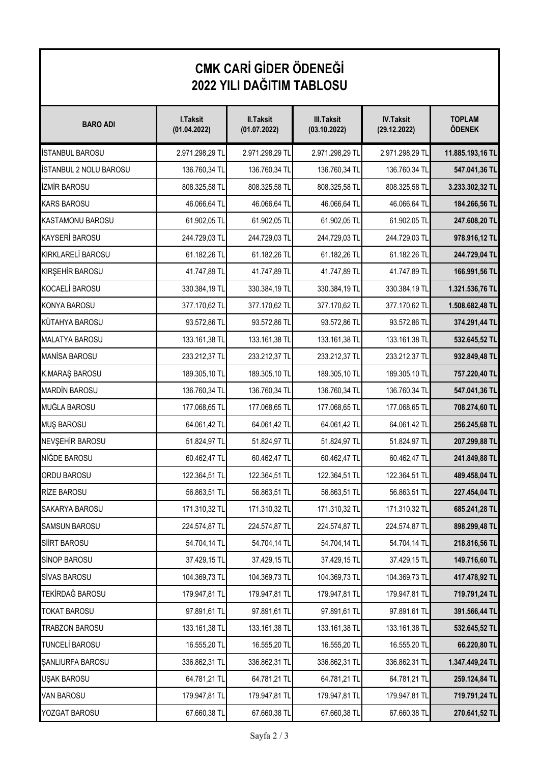# CMK CARİ GİDER ÖDENEĞİ
# 2022 YILI DAĞITIM TABLOSU

| BARO ADI | I.Taksit (01.04.2022) | II.Taksit (01.07.2022) | III.Taksit (03.10.2022) | IV.Taksit (29.12.2022) | TOPLAM ÖDENEK |
|---|---|---|---|---|---|
| İSTANBUL BAROSU | 2.971.298,29 TL | 2.971.298,29 TL | 2.971.298,29 TL | 2.971.298,29 TL | **11.885.193,16 TL** |
| İSTANBUL 2 NOLU BAROSU | 136.760,34 TL | 136.760,34 TL | 136.760,34 TL | 136.760,34 TL | **547.041,36 TL** |
| İZMİR BAROSU | 808.325,58 TL | 808.325,58 TL | 808.325,58 TL | 808.325,58 TL | **3.233.302,32 TL** |
| KARS BAROSU | 46.066,64 TL | 46.066,64 TL | 46.066,64 TL | 46.066,64 TL | **184.266,56 TL** |
| KASTAMONU BAROSU | 61.902,05 TL | 61.902,05 TL | 61.902,05 TL | 61.902,05 TL | **247.608,20 TL** |
| KAYSERİ BAROSU | 244.729,03 TL | 244.729,03 TL | 244.729,03 TL | 244.729,03 TL | **978.916,12 TL** |
| KIRKLARELİ BAROSU | 61.182,26 TL | 61.182,26 TL | 61.182,26 TL | 61.182,26 TL | **244.729,04 TL** |
| KIRŞEHİR BAROSU | 41.747,89 TL | 41.747,89 TL | 41.747,89 TL | 41.747,89 TL | **166.991,56 TL** |
| KOCAELİ BAROSU | 330.384,19 TL | 330.384,19 TL | 330.384,19 TL | 330.384,19 TL | **1.321.536,76 TL** |
| KONYA BAROSU | 377.170,62 TL | 377.170,62 TL | 377.170,62 TL | 377.170,62 TL | **1.508.682,48 TL** |
| KÜTAHYA BAROSU | 93.572,86 TL | 93.572,86 TL | 93.572,86 TL | 93.572,86 TL | **374.291,44 TL** |
| MALATYA BAROSU | 133.161,38 TL | 133.161,38 TL | 133.161,38 TL | 133.161,38 TL | **532.645,52 TL** |
| MANİSA BAROSU | 233.212,37 TL | 233.212,37 TL | 233.212,37 TL | 233.212,37 TL | **932.849,48 TL** |
| K.MARAŞ BAROSU | 189.305,10 TL | 189.305,10 TL | 189.305,10 TL | 189.305,10 TL | **757.220,40 TL** |
| MARDİN BAROSU | 136.760,34 TL | 136.760,34 TL | 136.760,34 TL | 136.760,34 TL | **547.041,36 TL** |
| MUĞLA BAROSU | 177.068,65 TL | 177.068,65 TL | 177.068,65 TL | 177.068,65 TL | **708.274,60 TL** |
| MUŞ BAROSU | 64.061,42 TL | 64.061,42 TL | 64.061,42 TL | 64.061,42 TL | **256.245,68 TL** |
| NEVŞEHİR BAROSU | 51.824,97 TL | 51.824,97 TL | 51.824,97 TL | 51.824,97 TL | **207.299,88 TL** |
| NİĞDE BAROSU | 60.462,47 TL | 60.462,47 TL | 60.462,47 TL | 60.462,47 TL | **241.849,88 TL** |
| ORDU BAROSU | 122.364,51 TL | 122.364,51 TL | 122.364,51 TL | 122.364,51 TL | **489.458,04 TL** |
| RİZE BAROSU | 56.863,51 TL | 56.863,51 TL | 56.863,51 TL | 56.863,51 TL | **227.454,04 TL** |
| SAKARYA BAROSU | 171.310,32 TL | 171.310,32 TL | 171.310,32 TL | 171.310,32 TL | **685.241,28 TL** |
| SAMSUN BAROSU | 224.574,87 TL | 224.574,87 TL | 224.574,87 TL | 224.574,87 TL | **898.299,48 TL** |
| SİİRT BAROSU | 54.704,14 TL | 54.704,14 TL | 54.704,14 TL | 54.704,14 TL | **218.816,56 TL** |
| SİNOP BAROSU | 37.429,15 TL | 37.429,15 TL | 37.429,15 TL | 37.429,15 TL | **149.716,60 TL** |
| SİVAS BAROSU | 104.369,73 TL | 104.369,73 TL | 104.369,73 TL | 104.369,73 TL | **417.478,92 TL** |
| TEKİRDAĞ BAROSU | 179.947,81 TL | 179.947,81 TL | 179.947,81 TL | 179.947,81 TL | **719.791,24 TL** |
| TOKAT BAROSU | 97.891,61 TL | 97.891,61 TL | 97.891,61 TL | 97.891,61 TL | **391.566,44 TL** |
| TRABZON BAROSU | 133.161,38 TL | 133.161,38 TL | 133.161,38 TL | 133.161,38 TL | **532.645,52 TL** |
| TUNCELİ BAROSU | 16.555,20 TL | 16.555,20 TL | 16.555,20 TL | 16.555,20 TL | **66.220,80 TL** |
| ŞANLIURFA BAROSU | 336.862,31 TL | 336.862,31 TL | 336.862,31 TL | 336.862,31 TL | **1.347.449,24 TL** |
| UŞAK BAROSU | 64.781,21 TL | 64.781,21 TL | 64.781,21 TL | 64.781,21 TL | **259.124,84 TL** |
| VAN BAROSU | 179.947,81 TL | 179.947,81 TL | 179.947,81 TL | 179.947,81 TL | **719.791,24 TL** |
| YOZGAT BAROSU | 67.660,38 TL | 67.660,38 TL | 67.660,38 TL | 67.660,38 TL | **270.641,52 TL** |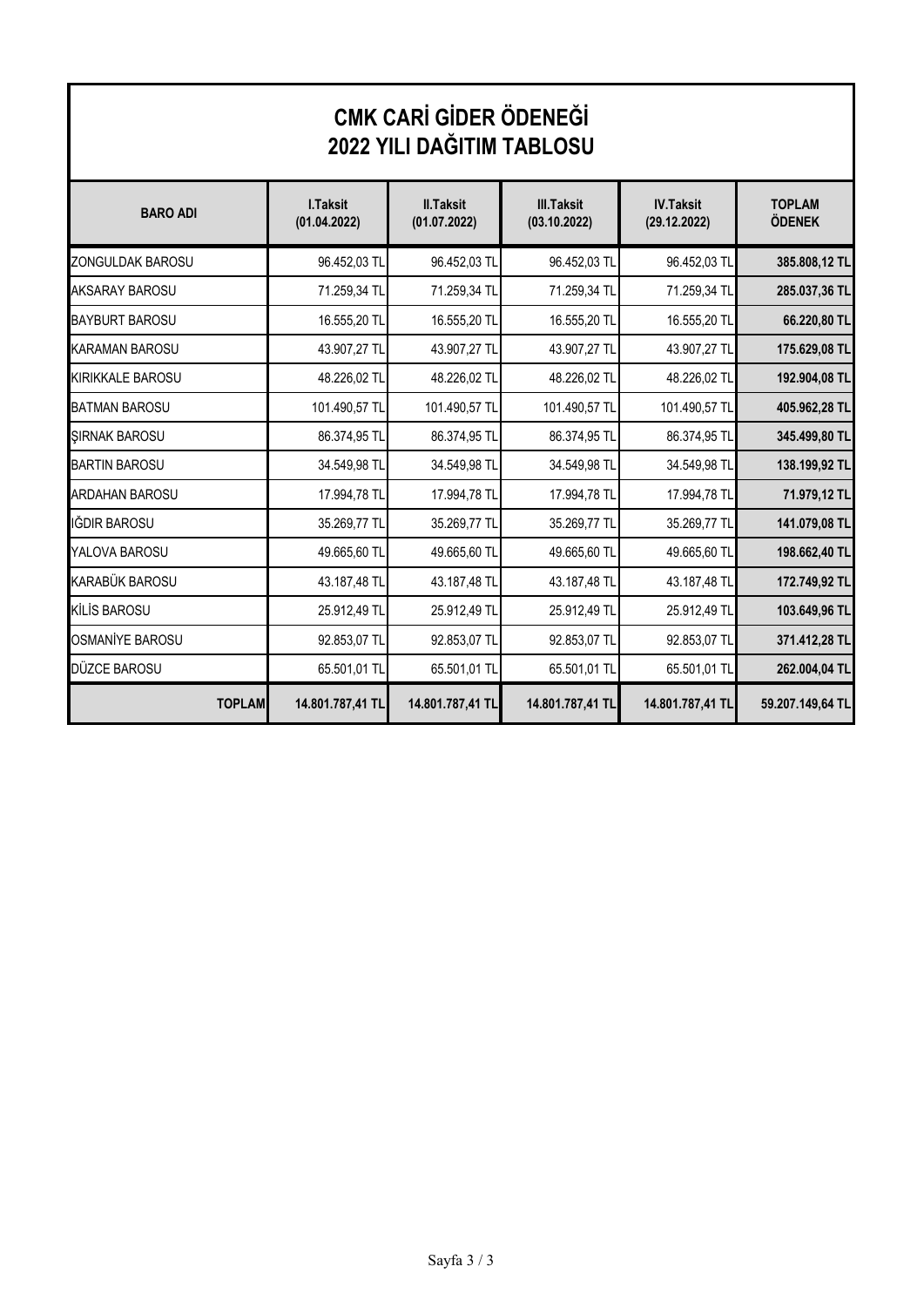# CMK CARİ GİDER ÖDENEĞİ
# 2022 YILI DAĞITIM TABLOSU

| BARO ADI | I.Taksit (01.04.2022) | II.Taksit (01.07.2022) | III.Taksit (03.10.2022) | IV.Taksit (29.12.2022) | TOPLAM ÖDENEK |
|---|---|---|---|---|---|
| ZONGULDAK BAROSU | 96.452,03 TL | 96.452,03 TL | 96.452,03 TL | 96.452,03 TL | **385.808,12 TL** |
| AKSARAY BAROSU | 71.259,34 TL | 71.259,34 TL | 71.259,34 TL | 71.259,34 TL | **285.037,36 TL** |
| BAYBURT BAROSU | 16.555,20 TL | 16.555,20 TL | 16.555,20 TL | 16.555,20 TL | **66.220,80 TL** |
| KARAMAN BAROSU | 43.907,27 TL | 43.907,27 TL | 43.907,27 TL | 43.907,27 TL | **175.629,08 TL** |
| KIRIKKALE BAROSU | 48.226,02 TL | 48.226,02 TL | 48.226,02 TL | 48.226,02 TL | **192.904,08 TL** |
| BATMAN BAROSU | 101.490,57 TL | 101.490,57 TL | 101.490,57 TL | 101.490,57 TL | **405.962,28 TL** |
| ŞIRNAK BAROSU | 86.374,95 TL | 86.374,95 TL | 86.374,95 TL | 86.374,95 TL | **345.499,80 TL** |
| BARTIN BAROSU | 34.549,98 TL | 34.549,98 TL | 34.549,98 TL | 34.549,98 TL | **138.199,92 TL** |
| ARDAHAN BAROSU | 17.994,78 TL | 17.994,78 TL | 17.994,78 TL | 17.994,78 TL | **71.979,12 TL** |
| IĞDIR BAROSU | 35.269,77 TL | 35.269,77 TL | 35.269,77 TL | 35.269,77 TL | **141.079,08 TL** |
| YALOVA BAROSU | 49.665,60 TL | 49.665,60 TL | 49.665,60 TL | 49.665,60 TL | **198.662,40 TL** |
| KARABÜK BAROSU | 43.187,48 TL | 43.187,48 TL | 43.187,48 TL | 43.187,48 TL | **172.749,92 TL** |
| KİLİS BAROSU | 25.912,49 TL | 25.912,49 TL | 25.912,49 TL | 25.912,49 TL | **103.649,96 TL** |
| OSMANİYE BAROSU | 92.853,07 TL | 92.853,07 TL | 92.853,07 TL | 92.853,07 TL | **371.412,28 TL** |
| DÜZCE BAROSU | 65.501,01 TL | 65.501,01 TL | 65.501,01 TL | 65.501,01 TL | **262.004,04 TL** |
| **TOPLAM** | **14.801.787,41 TL** | **14.801.787,41 TL** | **14.801.787,41 TL** | **14.801.787,41 TL** | **59.207.149,64 TL** |